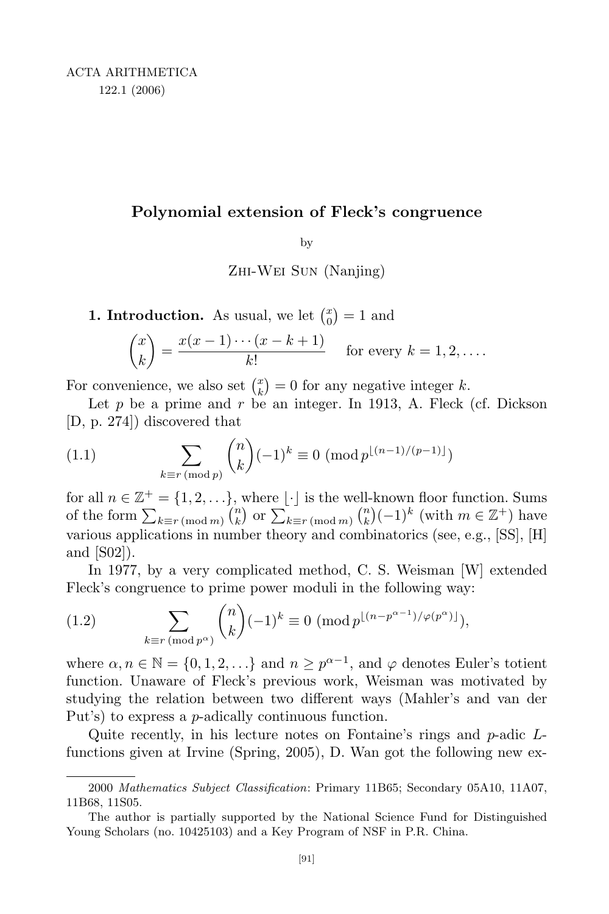# Polynomial extension of Fleck's congruence

by

Zhi-Wei Sun (Nanjing)

**1. Introduction.** As usual, we let $\binom{x}{0} = 1$ and

$$\binom{x}{k} = \frac{x(x-1)\cdots(x-k+1)}{k!} \quad \text{for every } k = 1, 2, \ldots.$$

For convenience, we also set $\binom{x}{k} = 0$ for any negative integer $k$.

Let $p$ be a prime and $r$ be an integer. In 1913, A. Fleck (cf. Dickson [D, p. 274]) discovered that

$$\sum_{k \equiv r \,(\mathrm{mod}\, p)} \binom{n}{k}(-1)^k \equiv 0 \ (\mathrm{mod}\, p^{\lfloor (n-1)/(p-1) \rfloor}) \tag{1.1}$$

for all $n \in \mathbb{Z}^+ = \{1, 2, \ldots\}$, where $\lfloor \cdot \rfloor$ is the well-known floor function. Sums of the form $\sum_{k \equiv r \,(\mathrm{mod}\, m)} \binom{n}{k}$ or $\sum_{k \equiv r \,(\mathrm{mod}\, m)} \binom{n}{k}(-1)^k$ (with $m \in \mathbb{Z}^+$) have various applications in number theory and combinatorics (see, e.g., [SS], [H] and [S02]).

In 1977, by a very complicated method, C. S. Weisman [W] extended Fleck's congruence to prime power moduli in the following way:

$$\sum_{k \equiv r \,(\mathrm{mod}\, p^{\alpha})} \binom{n}{k}(-1)^k \equiv 0 \ (\mathrm{mod}\, p^{\lfloor (n - p^{\alpha-1})/\varphi(p^{\alpha}) \rfloor}), \tag{1.2}$$

where $\alpha, n \in \mathbb{N} = \{0, 1, 2, \ldots\}$ and $n \geq p^{\alpha-1}$, and $\varphi$ denotes Euler's totient function. Unaware of Fleck's previous work, Weisman was motivated by studying the relation between two different ways (Mahler's and van der Put's) to express a $p$-adically continuous function.

Quite recently, in his lecture notes on Fontaine's rings and $p$-adic $L$-functions given at Irvine (Spring, 2005), D. Wan got the following new ex-

---

2000 *Mathematics Subject Classification*: Primary 11B65; Secondary 05A10, 11A07, 11B68, 11S05.

The author is partially supported by the National Science Fund for Distinguished Young Scholars (no. 10425103) and a Key Program of NSF in P.R. China.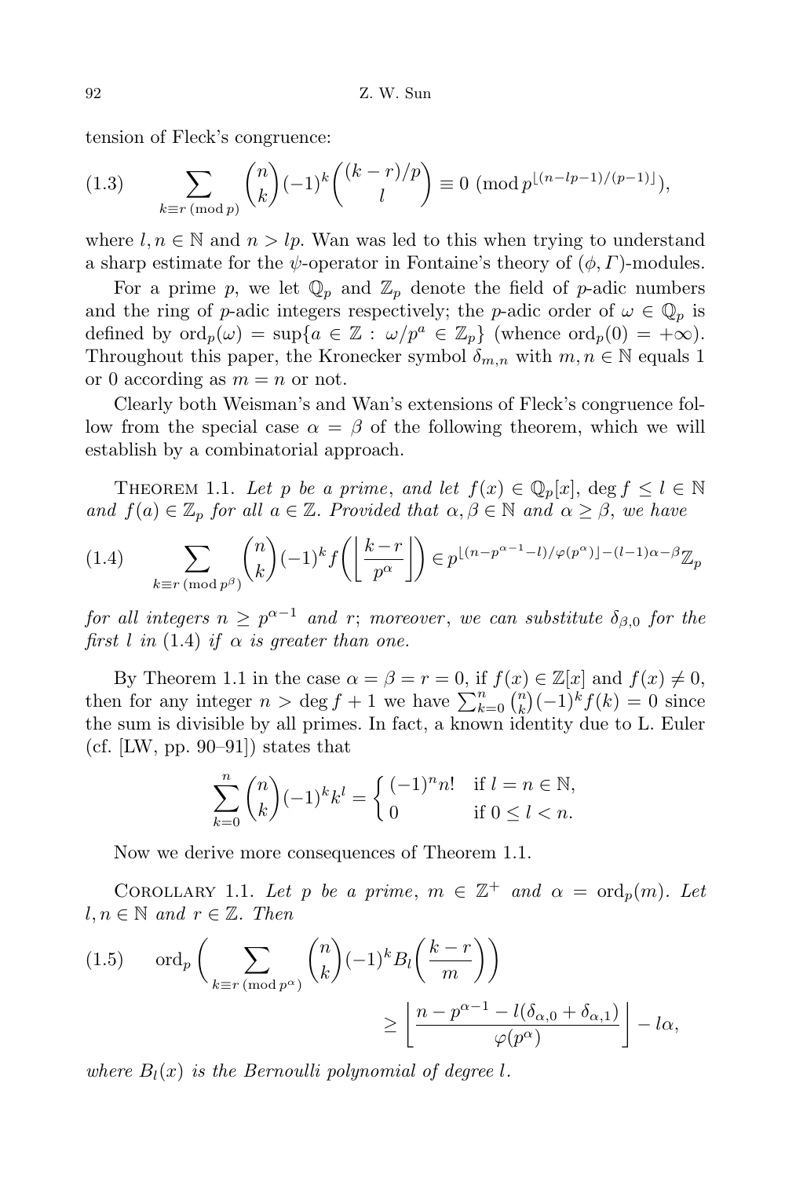tension of Fleck's congruence:

$$\sum_{k\equiv r\ (\mathrm{mod}\ p)} \binom{n}{k}(-1)^k \binom{(k-r)/p}{l} \equiv 0 \ (\mathrm{mod}\ p^{\lfloor (n-lp-1)/(p-1)\rfloor}), \tag{1.3}$$

where $l, n \in \mathbb{N}$ and $n > lp$. Wan was led to this when trying to understand a sharp estimate for the $\psi$-operator in Fontaine's theory of $(\phi, \Gamma)$-modules.

For a prime $p$, we let $\mathbb{Q}_p$ and $\mathbb{Z}_p$ denote the field of $p$-adic numbers and the ring of $p$-adic integers respectively; the $p$-adic order of $\omega \in \mathbb{Q}_p$ is defined by $\mathrm{ord}_p(\omega) = \sup\{a \in \mathbb{Z} : \omega/p^a \in \mathbb{Z}_p\}$ (whence $\mathrm{ord}_p(0) = +\infty$). Throughout this paper, the Kronecker symbol $\delta_{m,n}$ with $m, n \in \mathbb{N}$ equals 1 or 0 according as $m = n$ or not.

Clearly both Weisman's and Wan's extensions of Fleck's congruence follow from the special case $\alpha = \beta$ of the following theorem, which we will establish by a combinatorial approach.

Theorem 1.1. *Let $p$ be a prime, and let $f(x) \in \mathbb{Q}_p[x]$, $\deg f \le l \in \mathbb{N}$ and $f(a) \in \mathbb{Z}_p$ for all $a \in \mathbb{Z}$. Provided that $\alpha, \beta \in \mathbb{N}$ and $\alpha \ge \beta$, we have*

$$\sum_{k\equiv r\ (\mathrm{mod}\ p^{\beta})} \binom{n}{k}(-1)^k f\left(\left\lfloor \frac{k-r}{p^{\alpha}}\right\rfloor\right) \in p^{\lfloor (n-p^{\alpha-1}-l)/\varphi(p^{\alpha})\rfloor - (l-1)\alpha-\beta}\mathbb{Z}_p \tag{1.4}$$

*for all integers $n \ge p^{\alpha-1}$ and $r$; moreover, we can substitute $\delta_{\beta,0}$ for the first $l$ in (1.4) if $\alpha$ is greater than one.*

By Theorem 1.1 in the case $\alpha = \beta = r = 0$, if $f(x) \in \mathbb{Z}[x]$ and $f(x) \ne 0$, then for any integer $n > \deg f + 1$ we have $\sum_{k=0}^{n}\binom{n}{k}(-1)^k f(k) = 0$ since the sum is divisible by all primes. In fact, a known identity due to L. Euler (cf. [LW, pp. 90–91]) states that

$$\sum_{k=0}^{n}\binom{n}{k}(-1)^k k^l = \begin{cases} (-1)^n n! & \text{if } l = n \in \mathbb{N}, \\ 0 & \text{if } 0 \le l < n. \end{cases}$$

Now we derive more consequences of Theorem 1.1.

Corollary 1.1. *Let $p$ be a prime, $m \in \mathbb{Z}^+$ and $\alpha = \mathrm{ord}_p(m)$. Let $l, n \in \mathbb{N}$ and $r \in \mathbb{Z}$. Then*

$$\mathrm{ord}_p\bigg(\sum_{k\equiv r\ (\mathrm{mod}\ p^{\alpha})} \binom{n}{k}(-1)^k B_l\Big(\frac{k-r}{m}\Big)\bigg) \ge \left\lfloor \frac{n-p^{\alpha-1}-l(\delta_{\alpha,0}+\delta_{\alpha,1})}{\varphi(p^{\alpha})}\right\rfloor - l\alpha, \tag{1.5}$$

*where $B_l(x)$ is the Bernoulli polynomial of degree $l$.*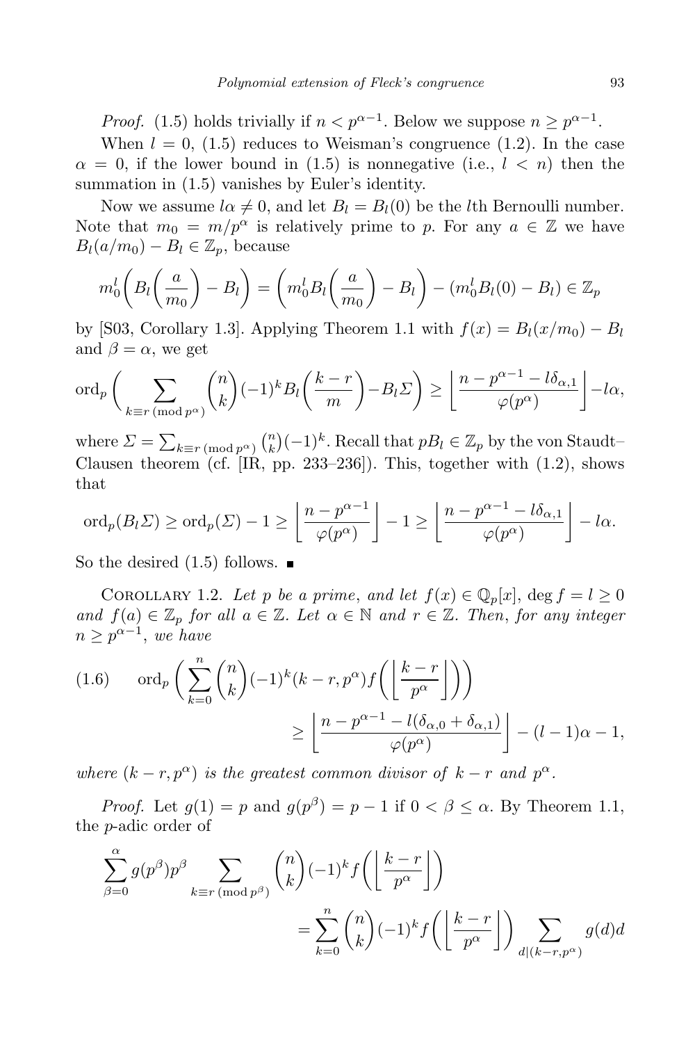*Proof.* (1.5) holds trivially if $n < p^{\alpha-1}$. Below we suppose $n \geq p^{\alpha-1}$.

When $l = 0$, (1.5) reduces to Weisman's congruence (1.2). In the case $\alpha = 0$, if the lower bound in (1.5) is nonnegative (i.e., $l < n$) then the summation in (1.5) vanishes by Euler's identity.

Now we assume $l\alpha \neq 0$, and let $B_l = B_l(0)$ be the $l$th Bernoulli number. Note that $m_0 = m/p^\alpha$ is relatively prime to $p$. For any $a \in \mathbb{Z}$ we have $B_l(a/m_0) - B_l \in \mathbb{Z}_p$, because

$$m_0^l\left(B_l\left(\frac{a}{m_0}\right) - B_l\right) = \left(m_0^l B_l\left(\frac{a}{m_0}\right) - B_l\right) - (m_0^l B_l(0) - B_l) \in \mathbb{Z}_p$$

by [S03, Corollary 1.3]. Applying Theorem 1.1 with $f(x) = B_l(x/m_0) - B_l$ and $\beta = \alpha$, we get

$$\operatorname{ord}_p\bigg(\sum_{k \equiv r \,(\mathrm{mod}\, p^\alpha)} \binom{n}{k}(-1)^k B_l\left(\frac{k-r}{m}\right) - B_l \Sigma\bigg) \geq \left\lfloor \frac{n - p^{\alpha-1} - l\delta_{\alpha,1}}{\varphi(p^\alpha)} \right\rfloor - l\alpha,$$

where $\Sigma = \sum_{k \equiv r \,(\mathrm{mod}\, p^\alpha)} \binom{n}{k}(-1)^k$. Recall that $pB_l \in \mathbb{Z}_p$ by the von Staudt–Clausen theorem (cf. [IR, pp. 233–236]). This, together with (1.2), shows that

$$\operatorname{ord}_p(B_l\Sigma) \geq \operatorname{ord}_p(\Sigma) - 1 \geq \left\lfloor \frac{n - p^{\alpha-1}}{\varphi(p^\alpha)} \right\rfloor - 1 \geq \left\lfloor \frac{n - p^{\alpha-1} - l\delta_{\alpha,1}}{\varphi(p^\alpha)} \right\rfloor - l\alpha.$$

So the desired (1.5) follows. ∎

Corollary 1.2. *Let $p$ be a prime, and let $f(x) \in \mathbb{Q}_p[x]$, $\deg f = l \geq 0$ and $f(a) \in \mathbb{Z}_p$ for all $a \in \mathbb{Z}$. Let $\alpha \in \mathbb{N}$ and $r \in \mathbb{Z}$. Then, for any integer $n \geq p^{\alpha-1}$, we have*

$$\operatorname{ord}_p\bigg(\sum_{k=0}^{n} \binom{n}{k}(-1)^k (k-r, p^\alpha) f\left(\left\lfloor \frac{k-r}{p^\alpha} \right\rfloor\right)\bigg) \geq \left\lfloor \frac{n - p^{\alpha-1} - l(\delta_{\alpha,0} + \delta_{\alpha,1})}{\varphi(p^\alpha)} \right\rfloor - (l-1)\alpha - 1, \tag{1.6}$$

*where $(k-r, p^\alpha)$ is the greatest common divisor of $k-r$ and $p^\alpha$.*

*Proof.* Let $g(1) = p$ and $g(p^\beta) = p - 1$ if $0 < \beta \leq \alpha$. By Theorem 1.1, the $p$-adic order of

$$\sum_{\beta=0}^{\alpha} g(p^\beta)p^\beta \sum_{k \equiv r \,(\mathrm{mod}\, p^\beta)} \binom{n}{k}(-1)^k f\left(\left\lfloor \frac{k-r}{p^\alpha} \right\rfloor\right) = \sum_{k=0}^{n} \binom{n}{k}(-1)^k f\left(\left\lfloor \frac{k-r}{p^\alpha} \right\rfloor\right) \sum_{d \mid (k-r, p^\alpha)} g(d)d$$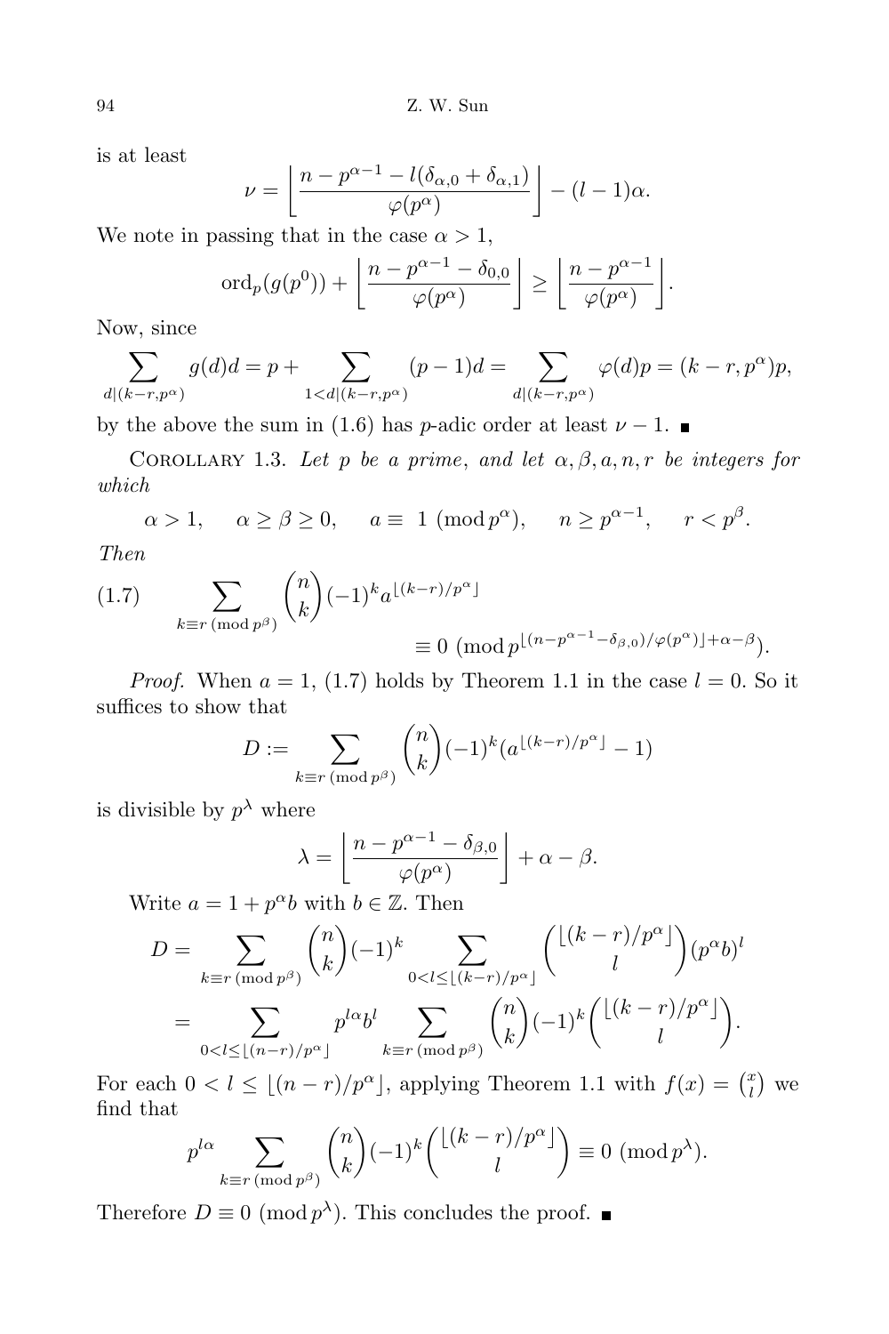is at least

$$\nu = \left\lfloor \frac{n - p^{\alpha-1} - l(\delta_{\alpha,0} + \delta_{\alpha,1})}{\varphi(p^\alpha)} \right\rfloor - (l-1)\alpha.$$

We note in passing that in the case $\alpha > 1$,

$$\mathrm{ord}_p(g(p^0)) + \left\lfloor \frac{n - p^{\alpha-1} - \delta_{0,0}}{\varphi(p^\alpha)} \right\rfloor \ge \left\lfloor \frac{n - p^{\alpha-1}}{\varphi(p^\alpha)} \right\rfloor.$$

Now, since

$$\sum_{d \mid (k-r, p^\alpha)} g(d) d = p + \sum_{1 < d \mid (k-r, p^\alpha)} (p-1) d = \sum_{d \mid (k-r, p^\alpha)} \varphi(d) p = (k-r, p^\alpha) p,$$

by the above the sum in (1.6) has $p$-adic order at least $\nu - 1$. ∎

Corollary 1.3. *Let $p$ be a prime, and let $\alpha, \beta, a, n, r$ be integers for which*

$$\alpha > 1, \quad \alpha \ge \beta \ge 0, \quad a \equiv 1 \pmod{p^\alpha}, \quad n \ge p^{\alpha-1}, \quad r < p^\beta.$$

*Then*

$$\sum_{k \equiv r \,(\mathrm{mod}\, p^\beta)} \binom{n}{k} (-1)^k a^{\lfloor (k-r)/p^\alpha \rfloor} \equiv 0 \pmod{p^{\lfloor (n - p^{\alpha-1} - \delta_{\beta,0})/\varphi(p^\alpha) \rfloor + \alpha - \beta}}. \tag{1.7}$$

*Proof.* When $a = 1$, (1.7) holds by Theorem 1.1 in the case $l = 0$. So it suffices to show that

$$D := \sum_{k \equiv r \,(\mathrm{mod}\, p^\beta)} \binom{n}{k} (-1)^k (a^{\lfloor (k-r)/p^\alpha \rfloor} - 1)$$

is divisible by $p^\lambda$ where

$$\lambda = \left\lfloor \frac{n - p^{\alpha-1} - \delta_{\beta,0}}{\varphi(p^\alpha)} \right\rfloor + \alpha - \beta.$$

Write $a = 1 + p^\alpha b$ with $b \in \mathbb{Z}$. Then

$$\begin{aligned} D &= \sum_{k \equiv r \,(\mathrm{mod}\, p^\beta)} \binom{n}{k} (-1)^k \sum_{0 < l \le \lfloor (k-r)/p^\alpha \rfloor} \binom{\lfloor (k-r)/p^\alpha \rfloor}{l} (p^\alpha b)^l \\ &= \sum_{0 < l \le \lfloor (n-r)/p^\alpha \rfloor} p^{l\alpha} b^l \sum_{k \equiv r \,(\mathrm{mod}\, p^\beta)} \binom{n}{k} (-1)^k \binom{\lfloor (k-r)/p^\alpha \rfloor}{l}. \end{aligned}$$

For each $0 < l \le \lfloor (n-r)/p^\alpha \rfloor$, applying Theorem 1.1 with $f(x) = \binom{x}{l}$ we find that

$$p^{l\alpha} \sum_{k \equiv r \,(\mathrm{mod}\, p^\beta)} \binom{n}{k} (-1)^k \binom{\lfloor (k-r)/p^\alpha \rfloor}{l} \equiv 0 \pmod{p^\lambda}.$$

Therefore $D \equiv 0 \pmod{p^\lambda}$. This concludes the proof. ∎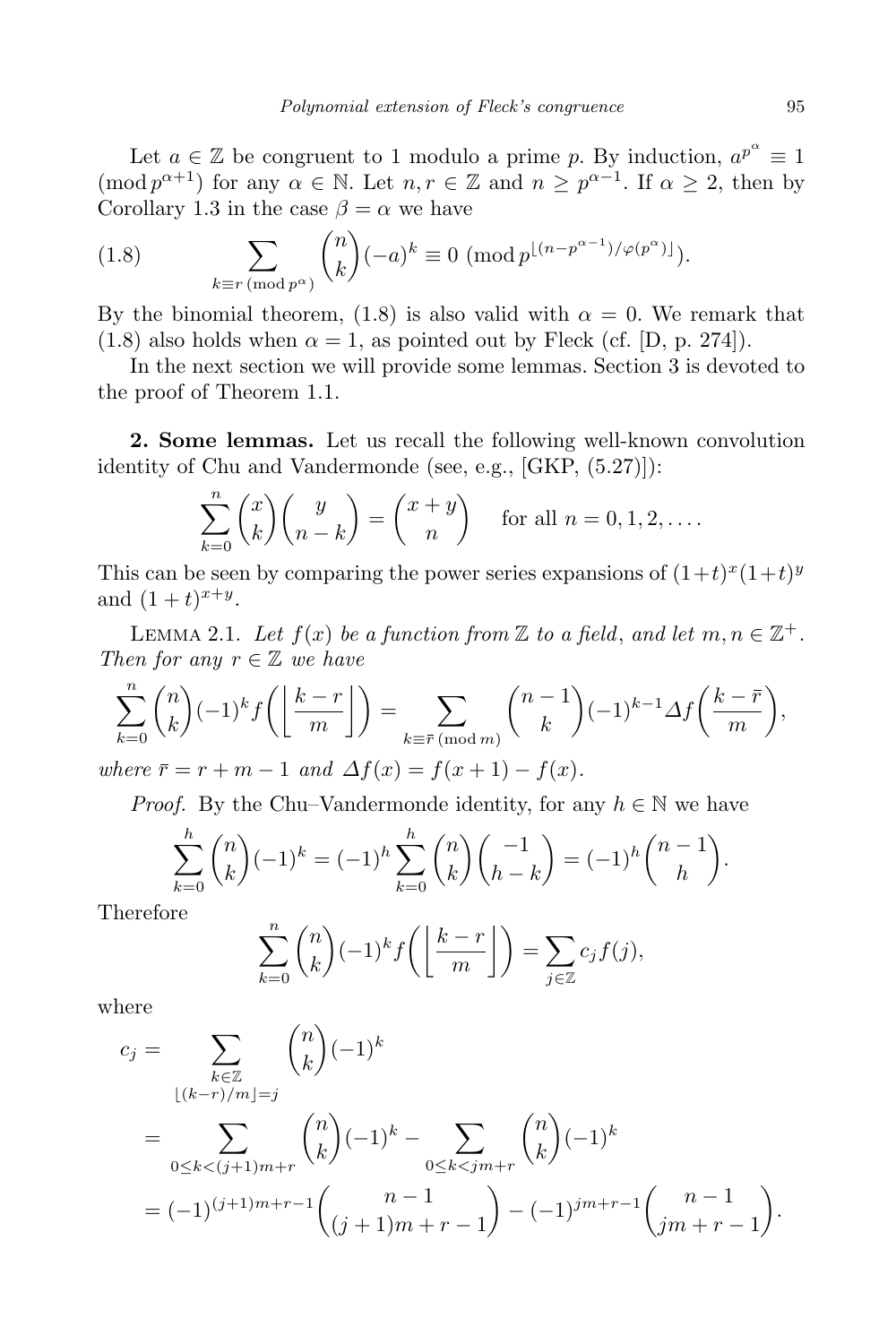Let $a \in \mathbb{Z}$ be congruent to 1 modulo a prime $p$. By induction, $a^{p^\alpha} \equiv 1 \pmod{p^{\alpha+1}}$ for any $\alpha \in \mathbb{N}$. Let $n, r \in \mathbb{Z}$ and $n \geq p^{\alpha-1}$. If $\alpha \geq 2$, then by Corollary 1.3 in the case $\beta = \alpha$ we have

$$\sum_{k \equiv r \, (\mathrm{mod}\, p^\alpha)} \binom{n}{k} (-a)^k \equiv 0 \ (\mathrm{mod}\, p^{\lfloor (n-p^{\alpha-1})/\varphi(p^\alpha) \rfloor}). \tag{1.8}$$

By the binomial theorem, (1.8) is also valid with $\alpha = 0$. We remark that (1.8) also holds when $\alpha = 1$, as pointed out by Fleck (cf. [D, p. 274]).

In the next section we will provide some lemmas. Section 3 is devoted to the proof of Theorem 1.1.

**2. Some lemmas.** Let us recall the following well-known convolution identity of Chu and Vandermonde (see, e.g., [GKP, (5.27)]):

$$\sum_{k=0}^{n} \binom{x}{k}\binom{y}{n-k} = \binom{x+y}{n} \quad \text{for all } n = 0, 1, 2, \ldots.$$

This can be seen by comparing the power series expansions of $(1+t)^x(1+t)^y$ and $(1+t)^{x+y}$.

Lemma 2.1. *Let $f(x)$ be a function from $\mathbb{Z}$ to a field, and let $m, n \in \mathbb{Z}^+$. Then for any $r \in \mathbb{Z}$ we have*

$$\sum_{k=0}^{n} \binom{n}{k} (-1)^k f\left(\left\lfloor \frac{k-r}{m} \right\rfloor\right) = \sum_{k \equiv \bar{r} \, (\mathrm{mod}\, m)} \binom{n-1}{k} (-1)^{k-1} \Delta f\left(\frac{k-\bar{r}}{m}\right),$$

*where $\bar{r} = r + m - 1$ and $\Delta f(x) = f(x+1) - f(x)$.*

*Proof.* By the Chu–Vandermonde identity, for any $h \in \mathbb{N}$ we have

$$\sum_{k=0}^{h} \binom{n}{k}(-1)^k = (-1)^h \sum_{k=0}^{h} \binom{n}{k}\binom{-1}{h-k} = (-1)^h \binom{n-1}{h}.$$

Therefore

$$\sum_{k=0}^{n} \binom{n}{k}(-1)^k f\left(\left\lfloor \frac{k-r}{m} \right\rfloor\right) = \sum_{j \in \mathbb{Z}} c_j f(j),$$

where

$$\begin{aligned}
c_j &= \sum_{\substack{k \in \mathbb{Z} \\ \lfloor (k-r)/m \rfloor = j}} \binom{n}{k}(-1)^k \\
&= \sum_{0 \leq k < (j+1)m + r} \binom{n}{k}(-1)^k - \sum_{0 \leq k < jm + r} \binom{n}{k}(-1)^k \\
&= (-1)^{(j+1)m+r-1}\binom{n-1}{(j+1)m+r-1} - (-1)^{jm+r-1}\binom{n-1}{jm+r-1}.
\end{aligned}$$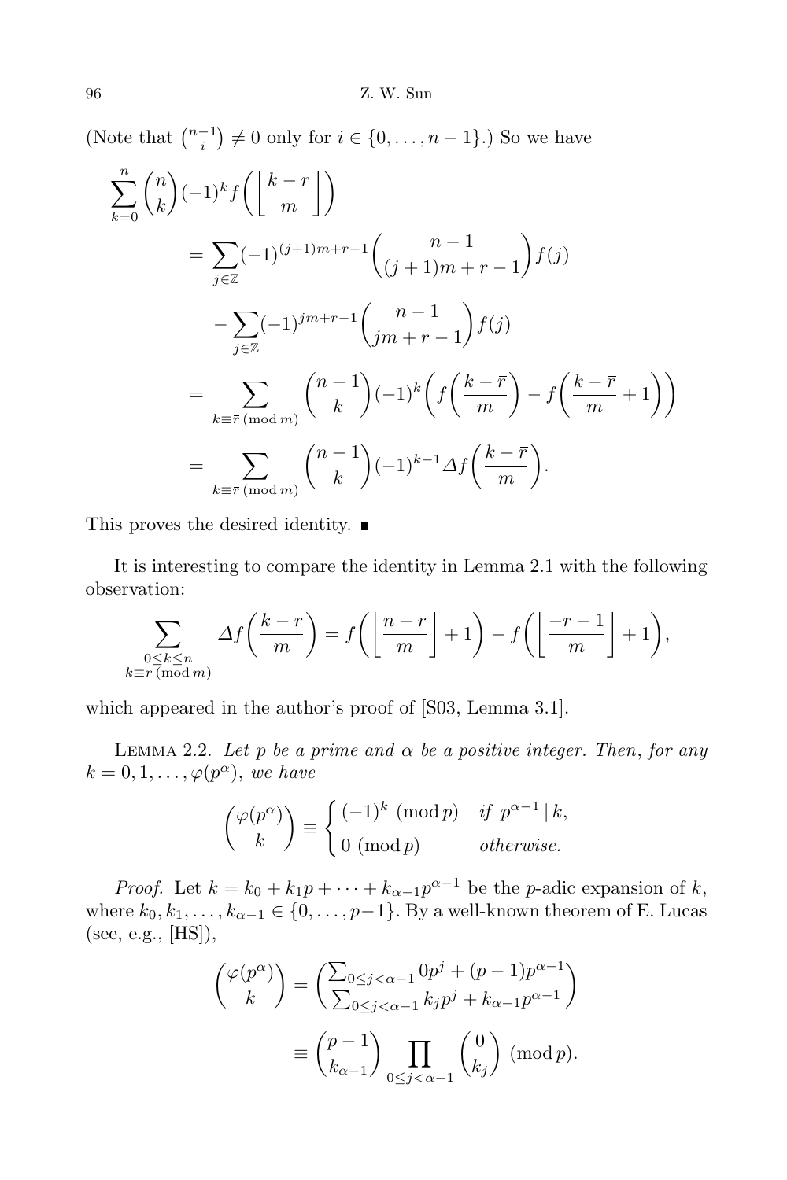(Note that $\binom{n-1}{i} \neq 0$ only for $i \in \{0, \dots, n-1\}$.) So we have

$$\begin{aligned}
\sum_{k=0}^{n} \binom{n}{k}(-1)^k f\left(\left\lfloor \frac{k-r}{m} \right\rfloor\right)
&= \sum_{j\in\mathbb{Z}} (-1)^{(j+1)m+r-1} \binom{n-1}{(j+1)m+r-1} f(j) \\
&\quad - \sum_{j\in\mathbb{Z}} (-1)^{jm+r-1} \binom{n-1}{jm+r-1} f(j) \\
&= \sum_{k\equiv \bar{r}\ (\mathrm{mod}\ m)} \binom{n-1}{k}(-1)^k \left( f\left(\frac{k-\bar{r}}{m}\right) - f\left(\frac{k-\bar{r}}{m}+1\right)\right) \\
&= \sum_{k\equiv \bar{r}\ (\mathrm{mod}\ m)} \binom{n-1}{k}(-1)^{k-1} \Delta f\left(\frac{k-\bar{r}}{m}\right).
\end{aligned}$$

This proves the desired identity. ∎

It is interesting to compare the identity in Lemma 2.1 with the following observation:

$$\sum_{\substack{0\le k\le n\\ k\equiv r\ (\mathrm{mod}\ m)}} \Delta f\left(\frac{k-r}{m}\right) = f\left(\left\lfloor \frac{n-r}{m}\right\rfloor + 1\right) - f\left(\left\lfloor \frac{-r-1}{m}\right\rfloor + 1\right),$$

which appeared in the author's proof of [S03, Lemma 3.1].

Lemma 2.2. *Let $p$ be a prime and $\alpha$ be a positive integer. Then, for any $k = 0, 1, \dots, \varphi(p^\alpha)$, we have*

$$\binom{\varphi(p^\alpha)}{k} \equiv \begin{cases} (-1)^k \pmod{p} & \text{if } p^{\alpha-1} \mid k, \\ 0 \pmod{p} & \text{otherwise.} \end{cases}$$

*Proof.* Let $k = k_0 + k_1 p + \dots + k_{\alpha-1}p^{\alpha-1}$ be the $p$-adic expansion of $k$, where $k_0, k_1, \dots, k_{\alpha-1} \in \{0, \dots, p-1\}$. By a well-known theorem of E. Lucas (see, e.g., [HS]),

$$\begin{aligned}
\binom{\varphi(p^\alpha)}{k} &= \binom{\sum_{0\le j<\alpha-1} 0p^j + (p-1)p^{\alpha-1}}{\sum_{0\le j<\alpha-1} k_j p^j + k_{\alpha-1}p^{\alpha-1}} \\
&\equiv \binom{p-1}{k_{\alpha-1}} \prod_{0\le j<\alpha-1} \binom{0}{k_j} \pmod{p}.
\end{aligned}$$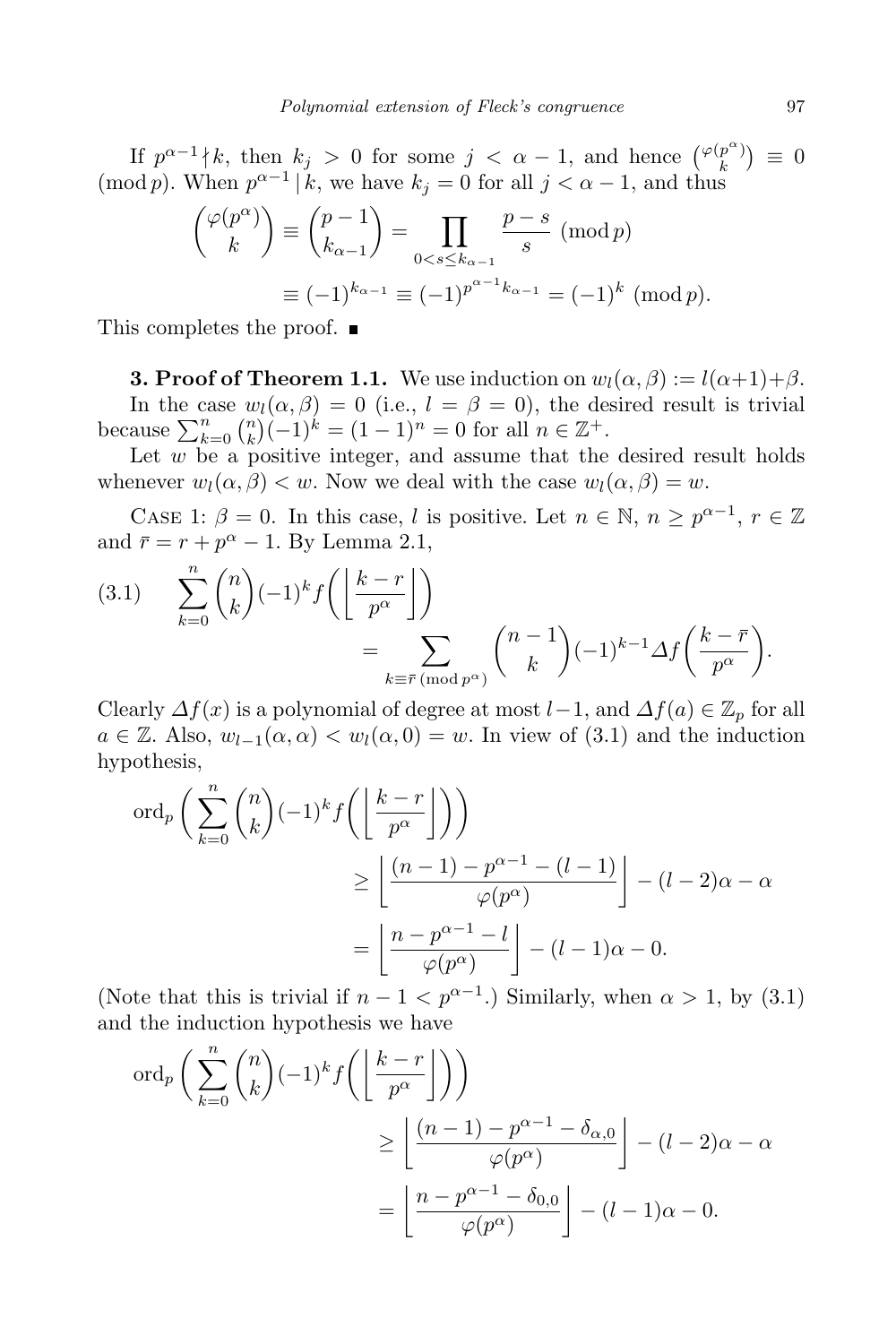If $p^{\alpha-1}\nmid k$, then $k_j > 0$ for some $j < \alpha - 1$, and hence $\binom{\varphi(p^\alpha)}{k} \equiv 0 \pmod p$. When $p^{\alpha-1} \mid k$, we have $k_j = 0$ for all $j < \alpha - 1$, and thus

$$\binom{\varphi(p^\alpha)}{k} \equiv \binom{p-1}{k_{\alpha-1}} = \prod_{0<s\le k_{\alpha-1}} \frac{p-s}{s} \pmod p$$
$$\equiv (-1)^{k_{\alpha-1}} \equiv (-1)^{p^{\alpha-1}k_{\alpha-1}} = (-1)^k \pmod p.$$

This completes the proof. ∎

**3. Proof of Theorem 1.1.** We use induction on $w_l(\alpha,\beta) := l(\alpha+1)+\beta$.

In the case $w_l(\alpha,\beta) = 0$ (i.e., $l = \beta = 0$), the desired result is trivial because $\sum_{k=0}^{n}\binom{n}{k}(-1)^k = (1-1)^n = 0$ for all $n \in \mathbb{Z}^+$.

Let $w$ be a positive integer, and assume that the desired result holds whenever $w_l(\alpha,\beta) < w$. Now we deal with the case $w_l(\alpha,\beta) = w$.

Case 1: $\beta = 0$. In this case, $l$ is positive. Let $n \in \mathbb{N}$, $n \ge p^{\alpha-1}$, $r \in \mathbb{Z}$ and $\bar r = r + p^\alpha - 1$. By Lemma 2.1,

$$\sum_{k=0}^{n}\binom{n}{k}(-1)^k f\left(\left\lfloor\frac{k-r}{p^\alpha}\right\rfloor\right) = \sum_{k\equiv \bar r \ (\mathrm{mod}\ p^\alpha)}\binom{n-1}{k}(-1)^{k-1}\Delta f\left(\frac{k-\bar r}{p^\alpha}\right). \tag{3.1}$$

Clearly $\Delta f(x)$ is a polynomial of degree at most $l-1$, and $\Delta f(a) \in \mathbb{Z}_p$ for all $a \in \mathbb{Z}$. Also, $w_{l-1}(\alpha,\alpha) < w_l(\alpha,0) = w$. In view of (3.1) and the induction hypothesis,

$$\begin{aligned}
\mathrm{ord}_p\left(\sum_{k=0}^{n}\binom{n}{k}(-1)^k f\left(\left\lfloor\frac{k-r}{p^\alpha}\right\rfloor\right)\right)
&\ge \left\lfloor\frac{(n-1)-p^{\alpha-1}-(l-1)}{\varphi(p^\alpha)}\right\rfloor - (l-2)\alpha - \alpha\\
&= \left\lfloor\frac{n-p^{\alpha-1}-l}{\varphi(p^\alpha)}\right\rfloor - (l-1)\alpha - 0.
\end{aligned}$$

(Note that this is trivial if $n-1 < p^{\alpha-1}$.) Similarly, when $\alpha > 1$, by (3.1) and the induction hypothesis we have

$$\begin{aligned}
\mathrm{ord}_p\left(\sum_{k=0}^{n}\binom{n}{k}(-1)^k f\left(\left\lfloor\frac{k-r}{p^\alpha}\right\rfloor\right)\right)
&\ge \left\lfloor\frac{(n-1)-p^{\alpha-1}-\delta_{\alpha,0}}{\varphi(p^\alpha)}\right\rfloor - (l-2)\alpha - \alpha\\
&= \left\lfloor\frac{n-p^{\alpha-1}-\delta_{0,0}}{\varphi(p^\alpha)}\right\rfloor - (l-1)\alpha - 0.
\end{aligned}$$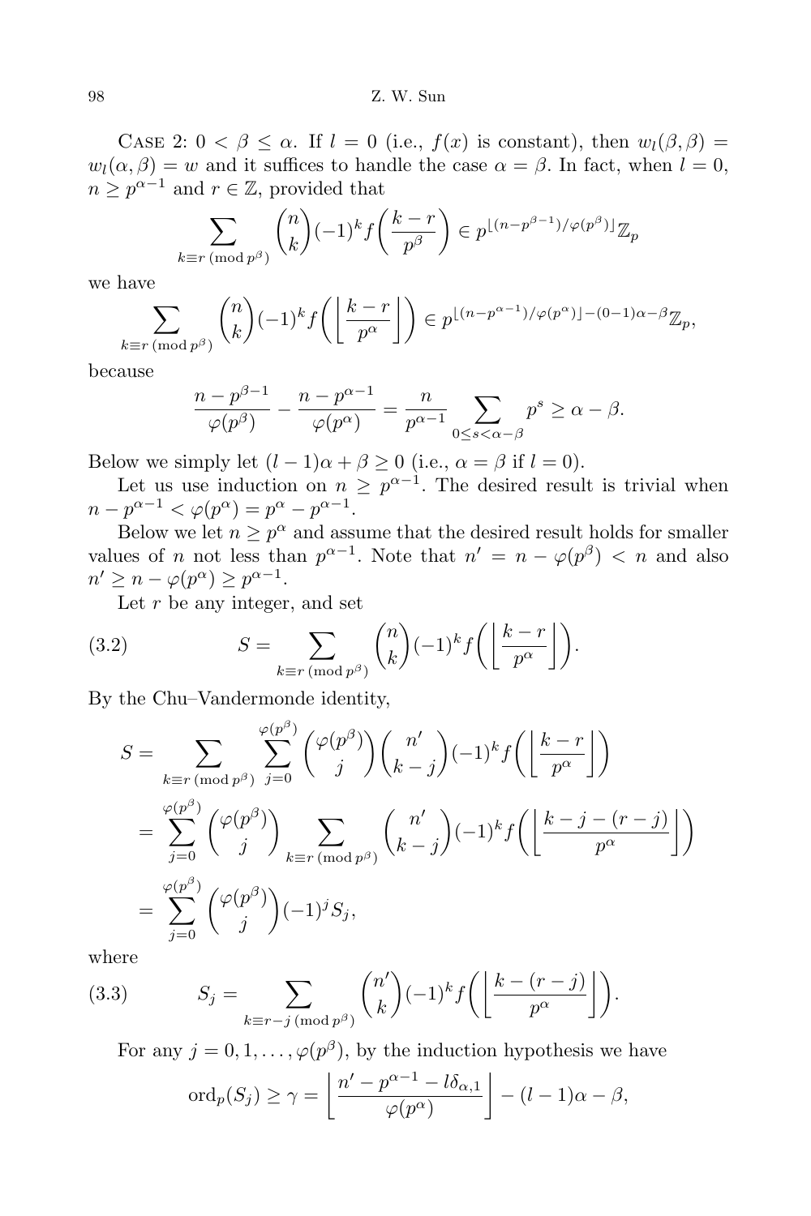Case 2: $0 < \beta \le \alpha$. If $l = 0$ (i.e., $f(x)$ is constant), then $w_l(\beta,\beta) = w_l(\alpha,\beta) = w$ and it suffices to handle the case $\alpha = \beta$. In fact, when $l = 0$, $n \ge p^{\alpha-1}$ and $r \in \mathbb{Z}$, provided that

$$\sum_{k \equiv r \pmod{p^\beta}} \binom{n}{k}(-1)^k f\left(\frac{k-r}{p^\beta}\right) \in p^{\lfloor (n-p^{\beta-1})/\varphi(p^\beta)\rfloor}\mathbb{Z}_p$$

we have

$$\sum_{k \equiv r \pmod{p^\beta}} \binom{n}{k}(-1)^k f\left(\left\lfloor \frac{k-r}{p^\alpha}\right\rfloor\right) \in p^{\lfloor (n-p^{\alpha-1})/\varphi(p^\alpha)\rfloor - (0-1)\alpha-\beta}\mathbb{Z}_p,$$

because

$$\frac{n-p^{\beta-1}}{\varphi(p^\beta)} - \frac{n-p^{\alpha-1}}{\varphi(p^\alpha)} = \frac{n}{p^{\alpha-1}}\sum_{0\le s<\alpha-\beta} p^s \ge \alpha-\beta.$$

Below we simply let $(l-1)\alpha+\beta \ge 0$ (i.e., $\alpha=\beta$ if $l=0$).

Let us use induction on $n \ge p^{\alpha-1}$. The desired result is trivial when $n - p^{\alpha-1} < \varphi(p^\alpha) = p^\alpha - p^{\alpha-1}$.

Below we let $n \ge p^\alpha$ and assume that the desired result holds for smaller values of $n$ not less than $p^{\alpha-1}$. Note that $n' = n - \varphi(p^\beta) < n$ and also $n' \ge n - \varphi(p^\alpha) \ge p^{\alpha-1}$.

Let $r$ be any integer, and set

$$S = \sum_{k \equiv r \pmod{p^\beta}} \binom{n}{k}(-1)^k f\left(\left\lfloor \frac{k-r}{p^\alpha}\right\rfloor\right). \tag{3.2}$$

By the Chu–Vandermonde identity,

$$\begin{aligned}
S &= \sum_{k \equiv r \pmod{p^\beta}} \sum_{j=0}^{\varphi(p^\beta)} \binom{\varphi(p^\beta)}{j}\binom{n'}{k-j}(-1)^k f\left(\left\lfloor \frac{k-r}{p^\alpha}\right\rfloor\right)\\
&= \sum_{j=0}^{\varphi(p^\beta)} \binom{\varphi(p^\beta)}{j} \sum_{k \equiv r \pmod{p^\beta}} \binom{n'}{k-j}(-1)^k f\left(\left\lfloor \frac{k-j-(r-j)}{p^\alpha}\right\rfloor\right)\\
&= \sum_{j=0}^{\varphi(p^\beta)} \binom{\varphi(p^\beta)}{j}(-1)^j S_j,
\end{aligned}$$

where

$$S_j = \sum_{k \equiv r-j \pmod{p^\beta}} \binom{n'}{k}(-1)^k f\left(\left\lfloor \frac{k-(r-j)}{p^\alpha}\right\rfloor\right). \tag{3.3}$$

For any $j = 0, 1, \dots, \varphi(p^\beta)$, by the induction hypothesis we have

$$\operatorname{ord}_p(S_j) \ge \gamma = \left\lfloor \frac{n' - p^{\alpha-1} - l\delta_{\alpha,1}}{\varphi(p^\alpha)}\right\rfloor - (l-1)\alpha - \beta,$$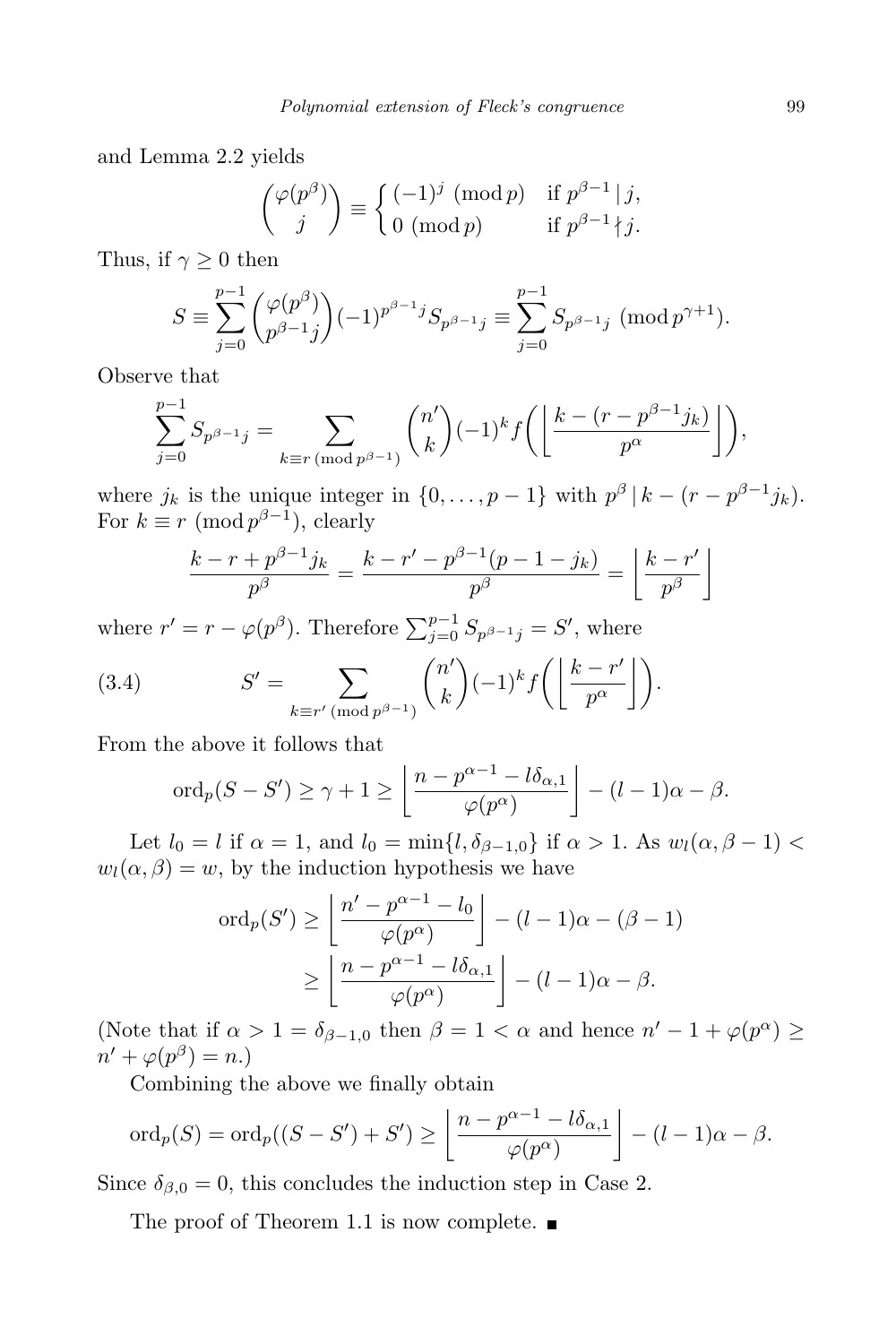and Lemma 2.2 yields

$$\binom{\varphi(p^\beta)}{j} \equiv \begin{cases} (-1)^j \pmod p & \text{if } p^{\beta-1} \mid j, \\ 0 \pmod p & \text{if } p^{\beta-1} \nmid j. \end{cases}$$

Thus, if $\gamma \ge 0$ then

$$S \equiv \sum_{j=0}^{p-1} \binom{\varphi(p^\beta)}{p^{\beta-1}j} (-1)^{p^{\beta-1}j} S_{p^{\beta-1}j} \equiv \sum_{j=0}^{p-1} S_{p^{\beta-1}j} \pmod{p^{\gamma+1}}.$$

Observe that

$$\sum_{j=0}^{p-1} S_{p^{\beta-1}j} = \sum_{k \equiv r \,(\mathrm{mod}\, p^{\beta-1})} \binom{n'}{k} (-1)^k f\left(\left\lfloor \frac{k-(r-p^{\beta-1}j_k)}{p^\alpha} \right\rfloor\right),$$

where $j_k$ is the unique integer in $\{0,\dots,p-1\}$ with $p^\beta \mid k-(r-p^{\beta-1}j_k)$. For $k \equiv r \pmod{p^{\beta-1}}$, clearly

$$\frac{k-r+p^{\beta-1}j_k}{p^\beta} = \frac{k-r'-p^{\beta-1}(p-1-j_k)}{p^\beta} = \left\lfloor \frac{k-r'}{p^\beta} \right\rfloor$$

where $r' = r - \varphi(p^\beta)$. Therefore $\sum_{j=0}^{p-1} S_{p^{\beta-1}j} = S'$, where

$$S' = \sum_{k \equiv r' \,(\mathrm{mod}\, p^{\beta-1})} \binom{n'}{k} (-1)^k f\left(\left\lfloor \frac{k-r'}{p^\alpha} \right\rfloor\right). \tag{3.4}$$

From the above it follows that

$$\mathrm{ord}_p(S-S') \ge \gamma+1 \ge \left\lfloor \frac{n-p^{\alpha-1}-l\delta_{\alpha,1}}{\varphi(p^\alpha)} \right\rfloor - (l-1)\alpha - \beta.$$

Let $l_0 = l$ if $\alpha = 1$, and $l_0 = \min\{l, \delta_{\beta-1,0}\}$ if $\alpha > 1$. As $w_l(\alpha,\beta-1) < w_l(\alpha,\beta) = w$, by the induction hypothesis we have

$$\begin{aligned} \mathrm{ord}_p(S') &\ge \left\lfloor \frac{n'-p^{\alpha-1}-l_0}{\varphi(p^\alpha)} \right\rfloor - (l-1)\alpha - (\beta-1) \\ &\ge \left\lfloor \frac{n-p^{\alpha-1}-l\delta_{\alpha,1}}{\varphi(p^\alpha)} \right\rfloor - (l-1)\alpha - \beta. \end{aligned}$$

(Note that if $\alpha > 1 = \delta_{\beta-1,0}$ then $\beta = 1 < \alpha$ and hence $n'-1+\varphi(p^\alpha) \ge n'+\varphi(p^\beta) = n$.)

Combining the above we finally obtain

$$\mathrm{ord}_p(S) = \mathrm{ord}_p((S-S')+S') \ge \left\lfloor \frac{n-p^{\alpha-1}-l\delta_{\alpha,1}}{\varphi(p^\alpha)} \right\rfloor - (l-1)\alpha - \beta.$$

Since $\delta_{\beta,0} = 0$, this concludes the induction step in Case 2.

The proof of Theorem 1.1 is now complete. ∎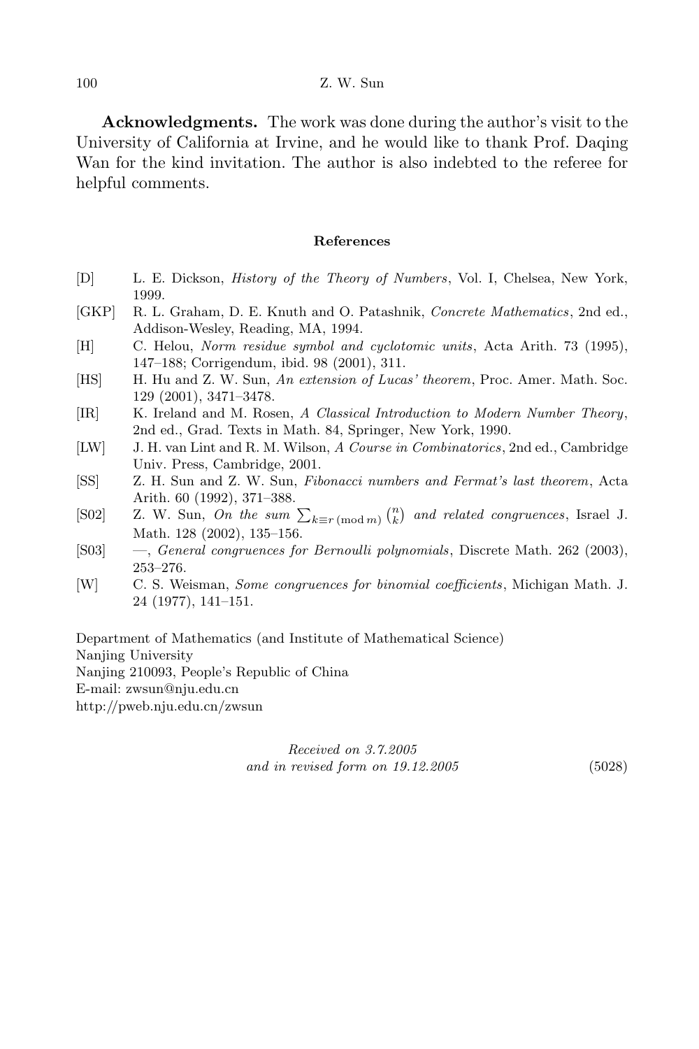**Acknowledgments.** The work was done during the author's visit to the University of California at Irvine, and he would like to thank Prof. Daqing Wan for the kind invitation. The author is also indebted to the referee for helpful comments.

## References

[D] L. E. Dickson, *History of the Theory of Numbers*, Vol. I, Chelsea, New York, 1999.

[GKP] R. L. Graham, D. E. Knuth and O. Patashnik, *Concrete Mathematics*, 2nd ed., Addison-Wesley, Reading, MA, 1994.

[H] C. Helou, *Norm residue symbol and cyclotomic units*, Acta Arith. 73 (1995), 147–188; Corrigendum, ibid. 98 (2001), 311.

[HS] H. Hu and Z. W. Sun, *An extension of Lucas' theorem*, Proc. Amer. Math. Soc. 129 (2001), 3471–3478.

[IR] K. Ireland and M. Rosen, *A Classical Introduction to Modern Number Theory*, 2nd ed., Grad. Texts in Math. 84, Springer, New York, 1990.

[LW] J. H. van Lint and R. M. Wilson, *A Course in Combinatorics*, 2nd ed., Cambridge Univ. Press, Cambridge, 2001.

[SS] Z. H. Sun and Z. W. Sun, *Fibonacci numbers and Fermat's last theorem*, Acta Arith. 60 (1992), 371–388.

[S02] Z. W. Sun, *On the sum* $\sum_{k\equiv r\,(\mathrm{mod}\,m)}\binom{n}{k}$ *and related congruences*, Israel J. Math. 128 (2002), 135–156.

[S03] —, *General congruences for Bernoulli polynomials*, Discrete Math. 262 (2003), 253–276.

[W] C. S. Weisman, *Some congruences for binomial coefficients*, Michigan Math. J. 24 (1977), 141–151.

Department of Mathematics (and Institute of Mathematical Science)
Nanjing University
Nanjing 210093, People's Republic of China
E-mail: zwsun@nju.edu.cn
http://pweb.nju.edu.cn/zwsun

*Received on 3.7.2005*
*and in revised form on 19.12.2005* (5028)